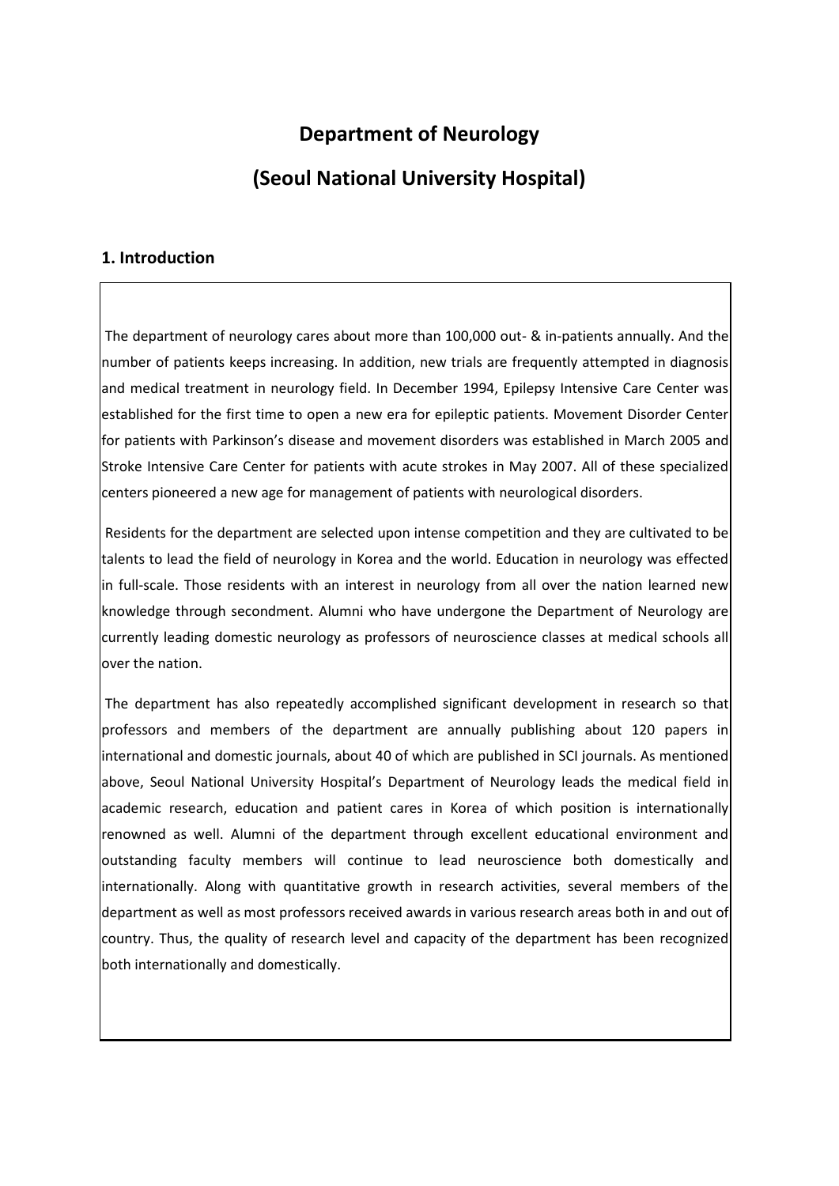# Department of Neurology

# (Seoul National University Hospital)

## 1. Introduction

The department of neurology cares about more than 100,000 out- & in-patients annually. And the number of patients keeps increasing. In addition, new trials are frequently attempted in diagnosis and medical treatment in neurology field. In December 1994, Epilepsy Intensive Care Center was established for the first time to open a new era for epileptic patients. Movement Disorder Center for patients with Parkinson's disease and movement disorders was established in March 2005 and Stroke Intensive Care Center for patients with acute strokes in May 2007. All of these specialized centers pioneered a new age for management of patients with neurological disorders.

Residents for the department are selected upon intense competition and they are cultivated to be talents to lead the field of neurology in Korea and the world. Education in neurology was effected in full-scale. Those residents with an interest in neurology from all over the nation learned new knowledge through secondment. Alumni who have undergone the Department of Neurology are currently leading domestic neurology as professors of neuroscience classes at medical schools all over the nation.

The department has also repeatedly accomplished significant development in research so that professors and members of the department are annually publishing about 120 papers in international and domestic journals, about 40 of which are published in SCI journals. As mentioned above, Seoul National University Hospital's Department of Neurology leads the medical field in academic research, education and patient cares in Korea of which position is internationally renowned as well. Alumni of the department through excellent educational environment and outstanding faculty members will continue to lead neuroscience both domestically and internationally. Along with quantitative growth in research activities, several members of the department as well as most professors received awards in various research areas both in and out of country. Thus, the quality of research level and capacity of the department has been recognized both internationally and domestically.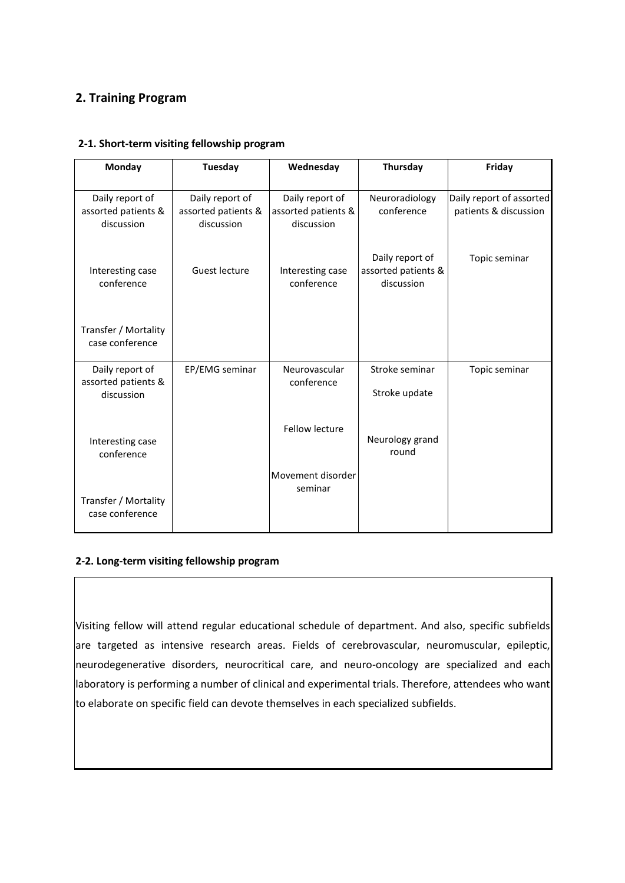## 2. Training Program

### 2-1. Short-term visiting fellowship program

| Monday | Tuesday | Wednesday | Thursday | Friday |
|---|---|---|---|---|
| Daily report of assorted patients & discussion<br><br>Interesting case conference<br><br>Transfer / Mortality case conference | Daily report of assorted patients & discussion<br><br>Guest lecture | Daily report of assorted patients & discussion<br><br>Interesting case conference | Neuroradiology conference<br><br>Daily report of assorted patients & discussion | Daily report of assorted patients & discussion<br><br>Topic seminar |
| Daily report of assorted patients & discussion<br><br>Interesting case conference<br><br>Transfer / Mortality case conference | EP/EMG seminar | Neurovascular conference<br><br>Fellow lecture<br><br>Movement disorder seminar | Stroke seminar<br><br>Stroke update<br><br>Neurology grand round | Topic seminar |

### 2-2. Long-term visiting fellowship program

Visiting fellow will attend regular educational schedule of department. And also, specific subfields are targeted as intensive research areas. Fields of cerebrovascular, neuromuscular, epileptic, neurodegenerative disorders, neurocritical care, and neuro-oncology are specialized and each laboratory is performing a number of clinical and experimental trials. Therefore, attendees who want to elaborate on specific field can devote themselves in each specialized subfields.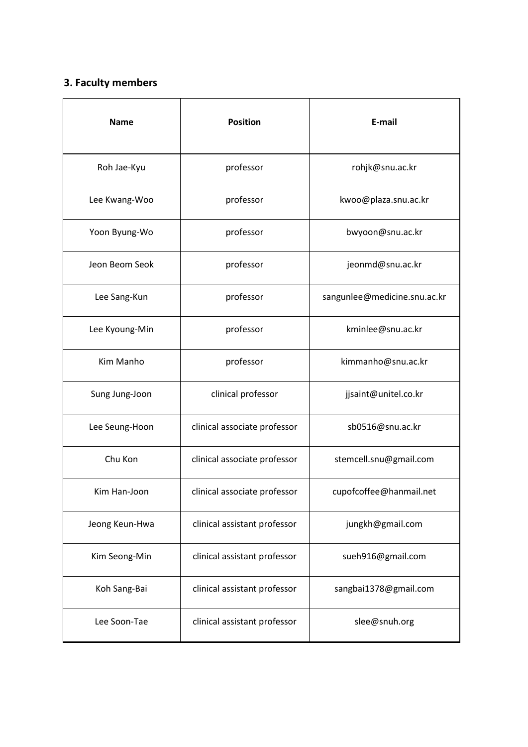## 3. Faculty members

| Name | Position | E-mail |
|---|---|---|
| Roh Jae-Kyu | professor | rohjk@snu.ac.kr |
| Lee Kwang-Woo | professor | kwoo@plaza.snu.ac.kr |
| Yoon Byung-Wo | professor | bwyoon@snu.ac.kr |
| Jeon Beom Seok | professor | jeonmd@snu.ac.kr |
| Lee Sang-Kun | professor | sangunlee@medicine.snu.ac.kr |
| Lee Kyoung-Min | professor | kminlee@snu.ac.kr |
| Kim Manho | professor | kimmanho@snu.ac.kr |
| Sung Jung-Joon | clinical professor | jjsaint@unitel.co.kr |
| Lee Seung-Hoon | clinical associate professor | sb0516@snu.ac.kr |
| Chu Kon | clinical associate professor | stemcell.snu@gmail.com |
| Kim Han-Joon | clinical associate professor | cupofcoffee@hanmail.net |
| Jeong Keun-Hwa | clinical assistant professor | jungkh@gmail.com |
| Kim Seong-Min | clinical assistant professor | sueh916@gmail.com |
| Koh Sang-Bai | clinical assistant professor | sangbai1378@gmail.com |
| Lee Soon-Tae | clinical assistant professor | slee@snuh.org |